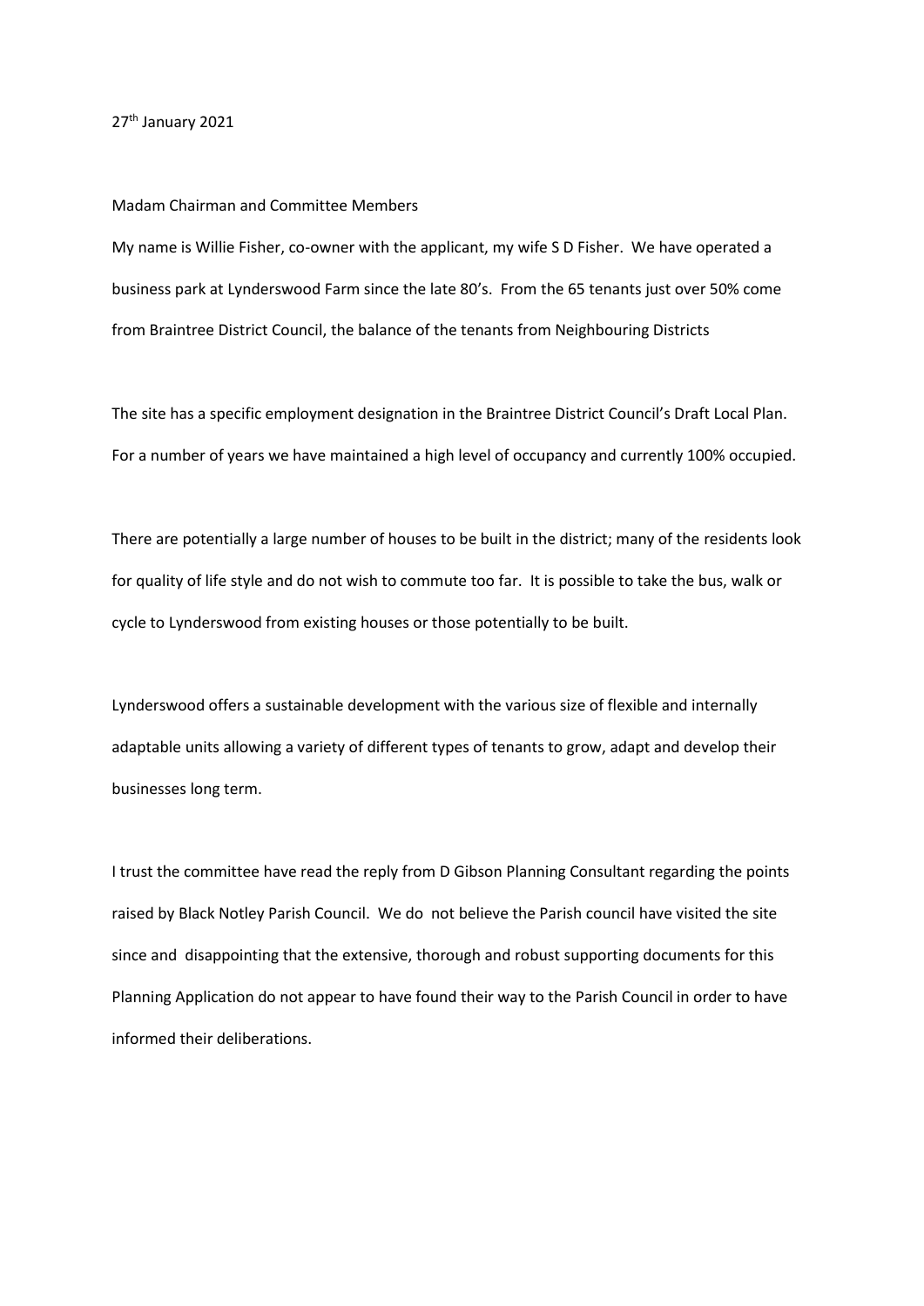27th January 2021

Madam Chairman and Committee Members

My name is Willie Fisher, co-owner with the applicant, my wife S D Fisher. We have operated a business park at Lynderswood Farm since the late 80's. From the 65 tenants just over 50% come from Braintree District Council, the balance of the tenants from Neighbouring Districts

The site has a specific employment designation in the Braintree District Council's Draft Local Plan. For a number of years we have maintained a high level of occupancy and currently 100% occupied.

There are potentially a large number of houses to be built in the district; many of the residents look for quality of life style and do not wish to commute too far. It is possible to take the bus, walk or cycle to Lynderswood from existing houses or those potentially to be built.

Lynderswood offers a sustainable development with the various size of flexible and internally adaptable units allowing a variety of different types of tenants to grow, adapt and develop their businesses long term.

I trust the committee have read the reply from D Gibson Planning Consultant regarding the points raised by Black Notley Parish Council. We do not believe the Parish council have visited the site since and disappointing that the extensive, thorough and robust supporting documents for this Planning Application do not appear to have found their way to the Parish Council in order to have informed their deliberations.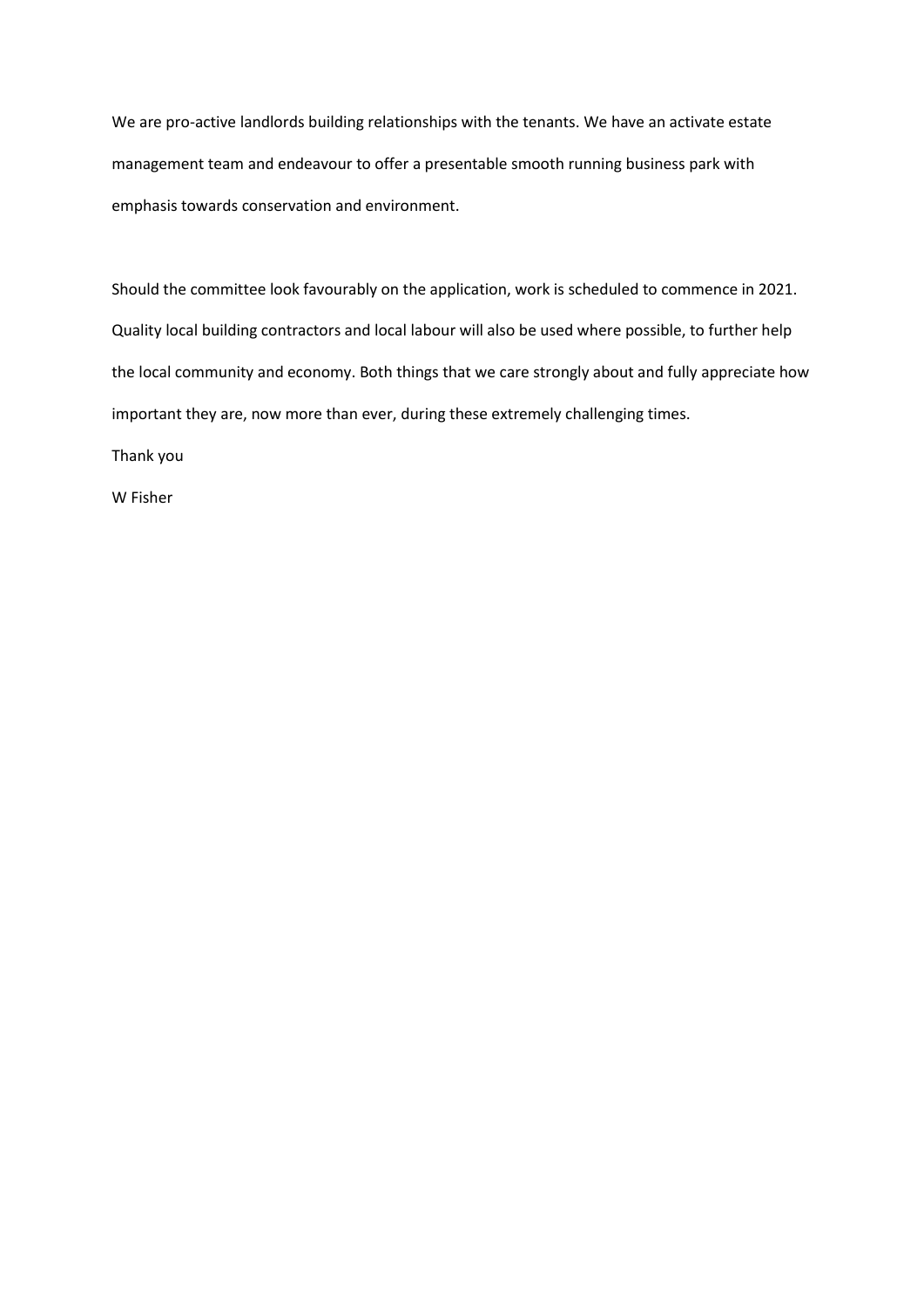We are pro-active landlords building relationships with the tenants. We have an activate estate management team and endeavour to offer a presentable smooth running business park with emphasis towards conservation and environment.

Should the committee look favourably on the application, work is scheduled to commence in 2021. Quality local building contractors and local labour will also be used where possible, to further help the local community and economy. Both things that we care strongly about and fully appreciate how important they are, now more than ever, during these extremely challenging times.

Thank you

W Fisher